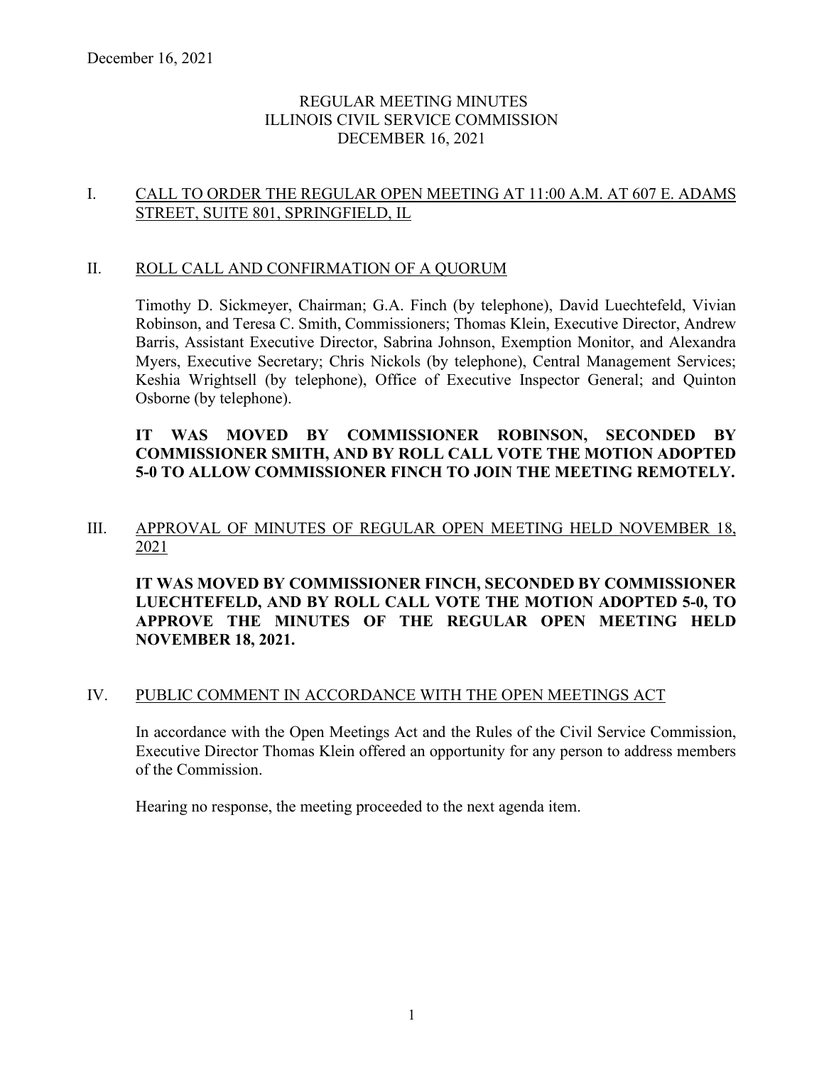December 16, 2021

# REGULAR MEETING MINUTES
# ILLINOIS CIVIL SERVICE COMMISSION
# DECEMBER 16, 2021

## I. CALL TO ORDER THE REGULAR OPEN MEETING AT 11:00 A.M. AT 607 E. ADAMS STREET, SUITE 801, SPRINGFIELD, IL

## II. ROLL CALL AND CONFIRMATION OF A QUORUM

Timothy D. Sickmeyer, Chairman; G.A. Finch (by telephone), David Luechtefeld, Vivian Robinson, and Teresa C. Smith, Commissioners; Thomas Klein, Executive Director, Andrew Barris, Assistant Executive Director, Sabrina Johnson, Exemption Monitor, and Alexandra Myers, Executive Secretary; Chris Nickols (by telephone), Central Management Services; Keshia Wrightsell (by telephone), Office of Executive Inspector General; and Quinton Osborne (by telephone).

**IT WAS MOVED BY COMMISSIONER ROBINSON, SECONDED BY COMMISSIONER SMITH, AND BY ROLL CALL VOTE THE MOTION ADOPTED 5-0 TO ALLOW COMMISSIONER FINCH TO JOIN THE MEETING REMOTELY.**

## III. APPROVAL OF MINUTES OF REGULAR OPEN MEETING HELD NOVEMBER 18, 2021

**IT WAS MOVED BY COMMISSIONER FINCH, SECONDED BY COMMISSIONER LUECHTEFELD, AND BY ROLL CALL VOTE THE MOTION ADOPTED 5-0, TO APPROVE THE MINUTES OF THE REGULAR OPEN MEETING HELD NOVEMBER 18, 2021.**

## IV. PUBLIC COMMENT IN ACCORDANCE WITH THE OPEN MEETINGS ACT

In accordance with the Open Meetings Act and the Rules of the Civil Service Commission, Executive Director Thomas Klein offered an opportunity for any person to address members of the Commission.

Hearing no response, the meeting proceeded to the next agenda item.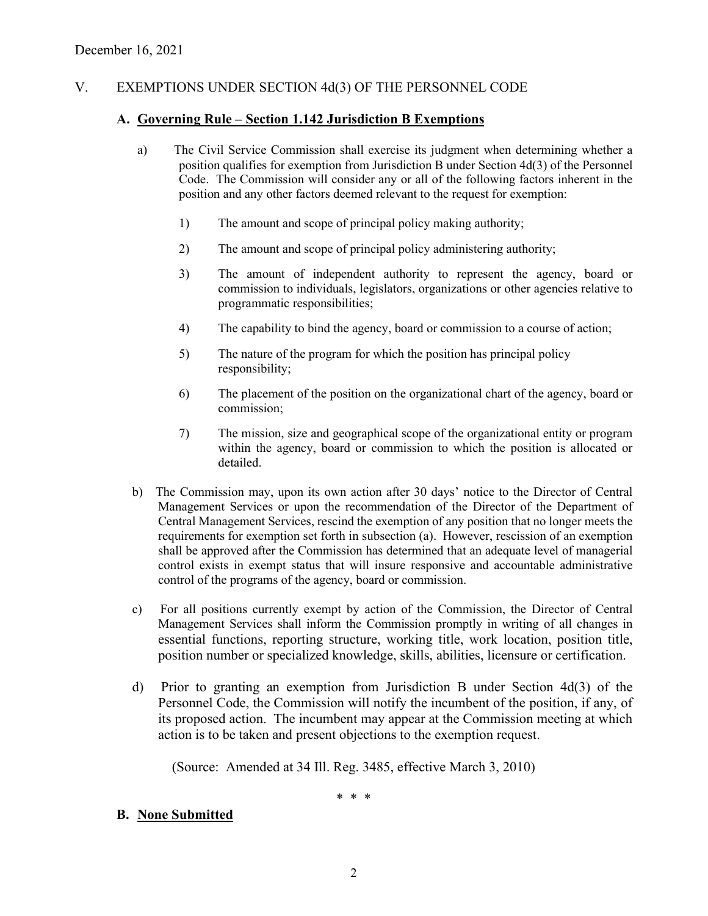December 16, 2021

## V. EXEMPTIONS UNDER SECTION 4d(3) OF THE PERSONNEL CODE

### A. Governing Rule – Section 1.142 Jurisdiction B Exemptions

a) The Civil Service Commission shall exercise its judgment when determining whether a position qualifies for exemption from Jurisdiction B under Section 4d(3) of the Personnel Code. The Commission will consider any or all of the following factors inherent in the position and any other factors deemed relevant to the request for exemption:

1) The amount and scope of principal policy making authority;

2) The amount and scope of principal policy administering authority;

3) The amount of independent authority to represent the agency, board or commission to individuals, legislators, organizations or other agencies relative to programmatic responsibilities;

4) The capability to bind the agency, board or commission to a course of action;

5) The nature of the program for which the position has principal policy responsibility;

6) The placement of the position on the organizational chart of the agency, board or commission;

7) The mission, size and geographical scope of the organizational entity or program within the agency, board or commission to which the position is allocated or detailed.

b) The Commission may, upon its own action after 30 days' notice to the Director of Central Management Services or upon the recommendation of the Director of the Department of Central Management Services, rescind the exemption of any position that no longer meets the requirements for exemption set forth in subsection (a). However, rescission of an exemption shall be approved after the Commission has determined that an adequate level of managerial control exists in exempt status that will insure responsive and accountable administrative control of the programs of the agency, board or commission.

c) For all positions currently exempt by action of the Commission, the Director of Central Management Services shall inform the Commission promptly in writing of all changes in essential functions, reporting structure, working title, work location, position title, position number or specialized knowledge, skills, abilities, licensure or certification.

d) Prior to granting an exemption from Jurisdiction B under Section 4d(3) of the Personnel Code, the Commission will notify the incumbent of the position, if any, of its proposed action. The incumbent may appear at the Commission meeting at which action is to be taken and present objections to the exemption request.

(Source: Amended at 34 Ill. Reg. 3485, effective March 3, 2010)

\* \* \*

### B. None Submitted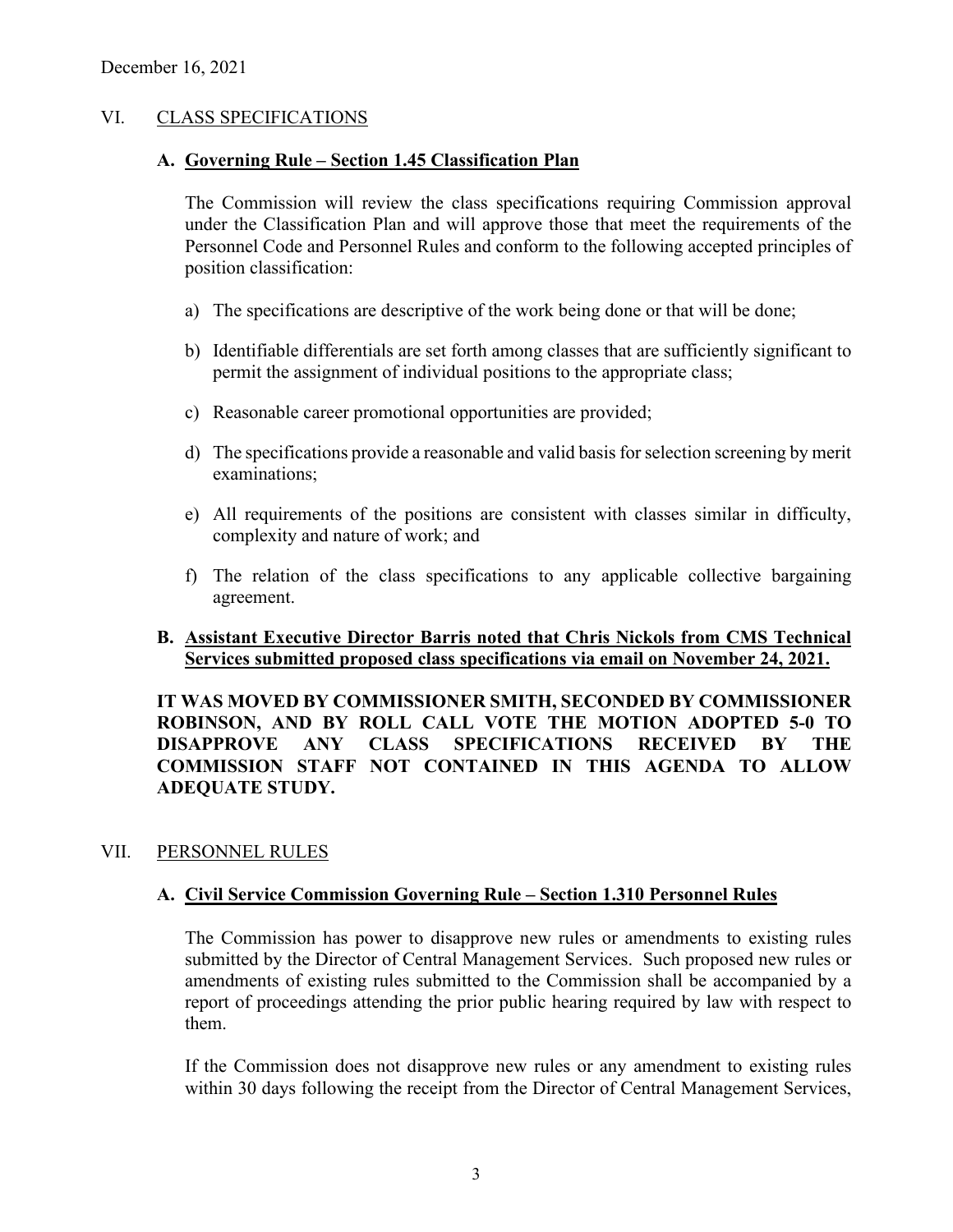December 16, 2021

## VI. CLASS SPECIFICATIONS

### A. Governing Rule – Section 1.45 Classification Plan

The Commission will review the class specifications requiring Commission approval under the Classification Plan and will approve those that meet the requirements of the Personnel Code and Personnel Rules and conform to the following accepted principles of position classification:

a) The specifications are descriptive of the work being done or that will be done;

b) Identifiable differentials are set forth among classes that are sufficiently significant to permit the assignment of individual positions to the appropriate class;

c) Reasonable career promotional opportunities are provided;

d) The specifications provide a reasonable and valid basis for selection screening by merit examinations;

e) All requirements of the positions are consistent with classes similar in difficulty, complexity and nature of work; and

f) The relation of the class specifications to any applicable collective bargaining agreement.

### B. Assistant Executive Director Barris noted that Chris Nickols from CMS Technical Services submitted proposed class specifications via email on November 24, 2021.

**IT WAS MOVED BY COMMISSIONER SMITH, SECONDED BY COMMISSIONER ROBINSON, AND BY ROLL CALL VOTE THE MOTION ADOPTED 5-0 TO DISAPPROVE ANY CLASS SPECIFICATIONS RECEIVED BY THE COMMISSION STAFF NOT CONTAINED IN THIS AGENDA TO ALLOW ADEQUATE STUDY.**

## VII. PERSONNEL RULES

### A. Civil Service Commission Governing Rule – Section 1.310 Personnel Rules

The Commission has power to disapprove new rules or amendments to existing rules submitted by the Director of Central Management Services. Such proposed new rules or amendments of existing rules submitted to the Commission shall be accompanied by a report of proceedings attending the prior public hearing required by law with respect to them.

If the Commission does not disapprove new rules or any amendment to existing rules within 30 days following the receipt from the Director of Central Management Services,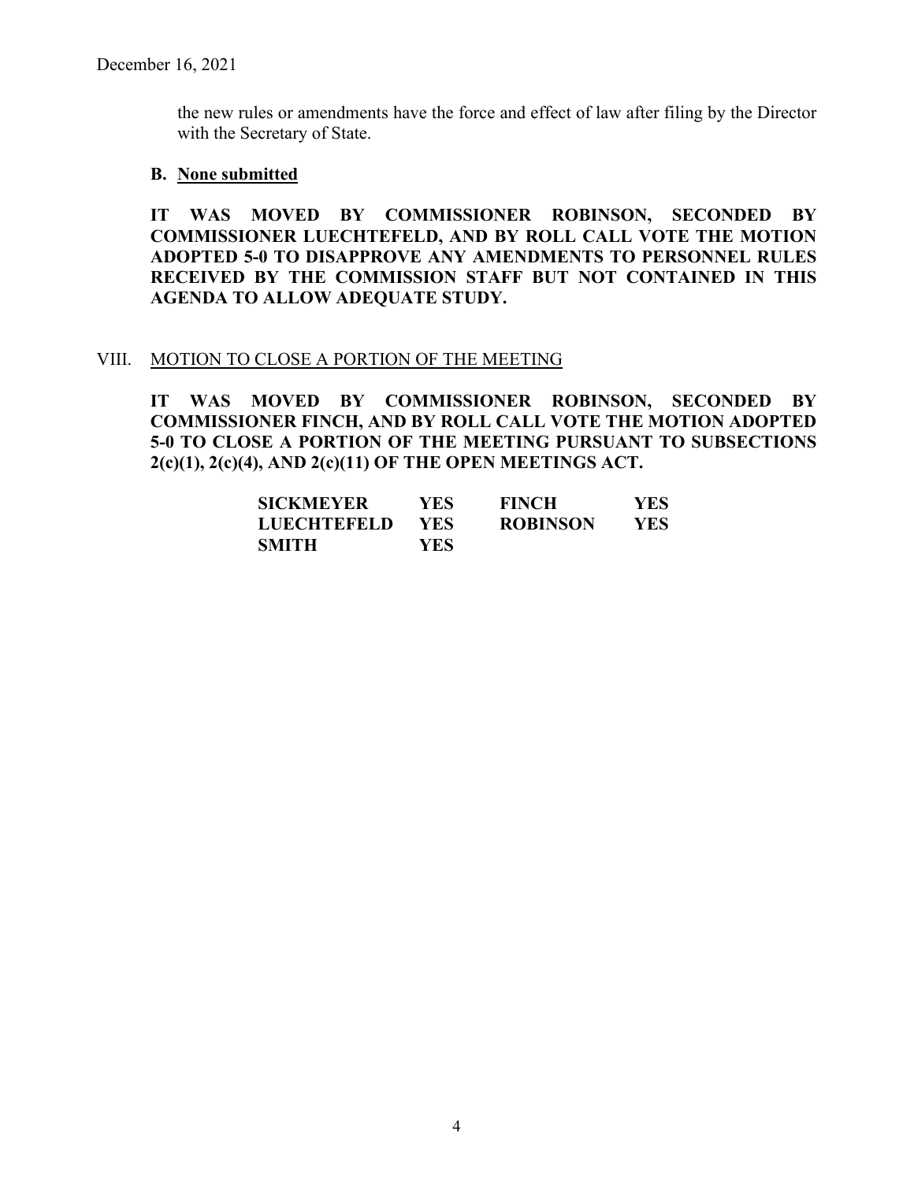the new rules or amendments have the force and effect of law after filing by the Director with the Secretary of State.

**B. <u>None submitted</u>**

**IT WAS MOVED BY COMMISSIONER ROBINSON, SECONDED BY COMMISSIONER LUECHTEFELD, AND BY ROLL CALL VOTE THE MOTION ADOPTED 5-0 TO DISAPPROVE ANY AMENDMENTS TO PERSONNEL RULES RECEIVED BY THE COMMISSION STAFF BUT NOT CONTAINED IN THIS AGENDA TO ALLOW ADEQUATE STUDY.**

VIII. <u>MOTION TO CLOSE A PORTION OF THE MEETING</u>

**IT WAS MOVED BY COMMISSIONER ROBINSON, SECONDED BY COMMISSIONER FINCH, AND BY ROLL CALL VOTE THE MOTION ADOPTED 5-0 TO CLOSE A PORTION OF THE MEETING PURSUANT TO SUBSECTIONS 2(c)(1), 2(c)(4), AND 2(c)(11) OF THE OPEN MEETINGS ACT.**

| | | | |
|---|---|---|---|
| **SICKMEYER** | **YES** | **FINCH** | **YES** |
| **LUECHTEFELD** | **YES** | **ROBINSON** | **YES** |
| **SMITH** | **YES** | | |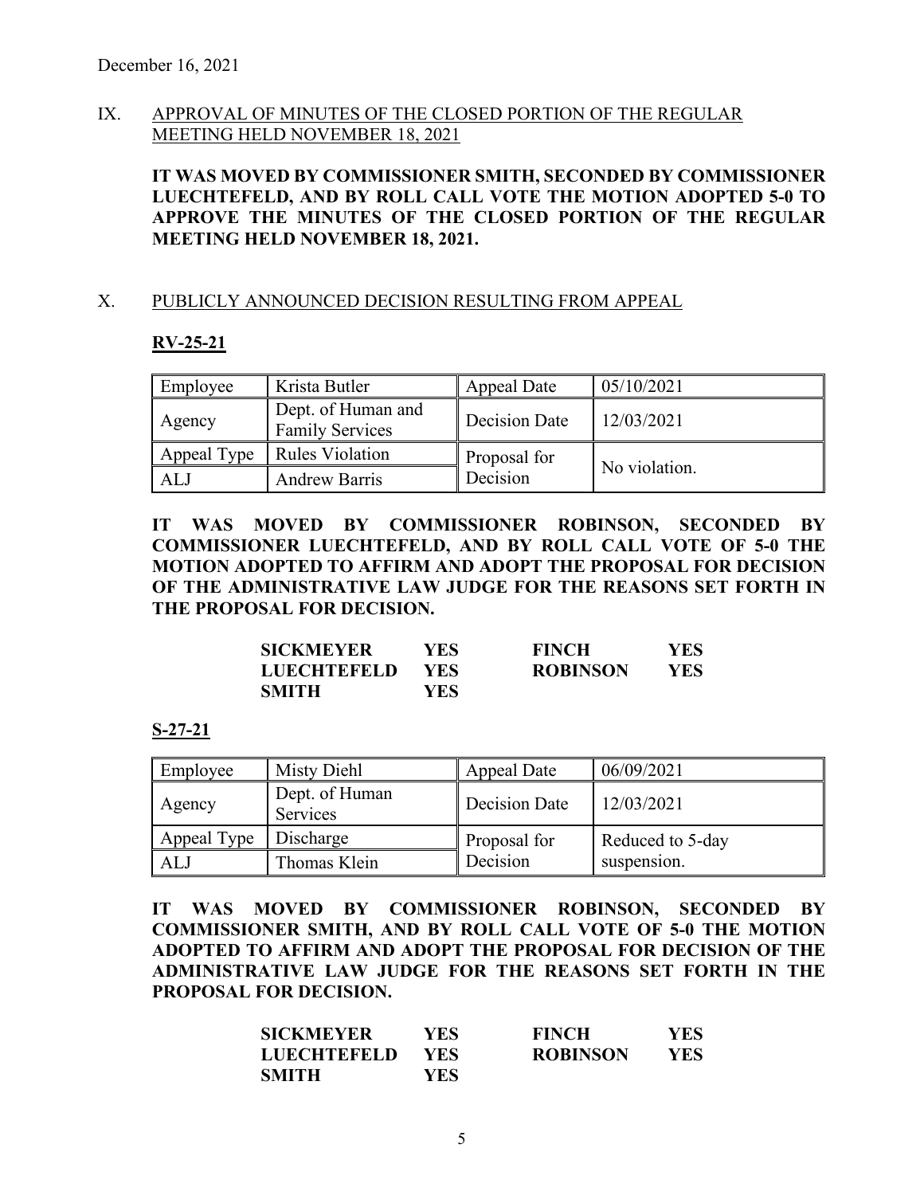December 16, 2021

## IX. APPROVAL OF MINUTES OF THE CLOSED PORTION OF THE REGULAR MEETING HELD NOVEMBER 18, 2021

**IT WAS MOVED BY COMMISSIONER SMITH, SECONDED BY COMMISSIONER LUECHTEFELD, AND BY ROLL CALL VOTE THE MOTION ADOPTED 5-0 TO APPROVE THE MINUTES OF THE CLOSED PORTION OF THE REGULAR MEETING HELD NOVEMBER 18, 2021.**

## X. PUBLICLY ANNOUNCED DECISION RESULTING FROM APPEAL

### RV-25-21

| Employee | Krista Butler | Appeal Date | 05/10/2021 |
|---|---|---|---|
| Agency | Dept. of Human and Family Services | Decision Date | 12/03/2021 |
| Appeal Type | Rules Violation | Proposal for Decision | No violation. |
| ALJ | Andrew Barris | | |

**IT WAS MOVED BY COMMISSIONER ROBINSON, SECONDED BY COMMISSIONER LUECHTEFELD, AND BY ROLL CALL VOTE OF 5-0 THE MOTION ADOPTED TO AFFIRM AND ADOPT THE PROPOSAL FOR DECISION OF THE ADMINISTRATIVE LAW JUDGE FOR THE REASONS SET FORTH IN THE PROPOSAL FOR DECISION.**

| | | | |
|---|---|---|---|
| **SICKMEYER** | **YES** | **FINCH** | **YES** |
| **LUECHTEFELD** | **YES** | **ROBINSON** | **YES** |
| **SMITH** | **YES** | | |

### S-27-21

| Employee | Misty Diehl | Appeal Date | 06/09/2021 |
|---|---|---|---|
| Agency | Dept. of Human Services | Decision Date | 12/03/2021 |
| Appeal Type | Discharge | Proposal for Decision | Reduced to 5-day suspension. |
| ALJ | Thomas Klein | | |

**IT WAS MOVED BY COMMISSIONER ROBINSON, SECONDED BY COMMISSIONER SMITH, AND BY ROLL CALL VOTE OF 5-0 THE MOTION ADOPTED TO AFFIRM AND ADOPT THE PROPOSAL FOR DECISION OF THE ADMINISTRATIVE LAW JUDGE FOR THE REASONS SET FORTH IN THE PROPOSAL FOR DECISION.**

| | | | |
|---|---|---|---|
| **SICKMEYER** | **YES** | **FINCH** | **YES** |
| **LUECHTEFELD** | **YES** | **ROBINSON** | **YES** |
| **SMITH** | **YES** | | |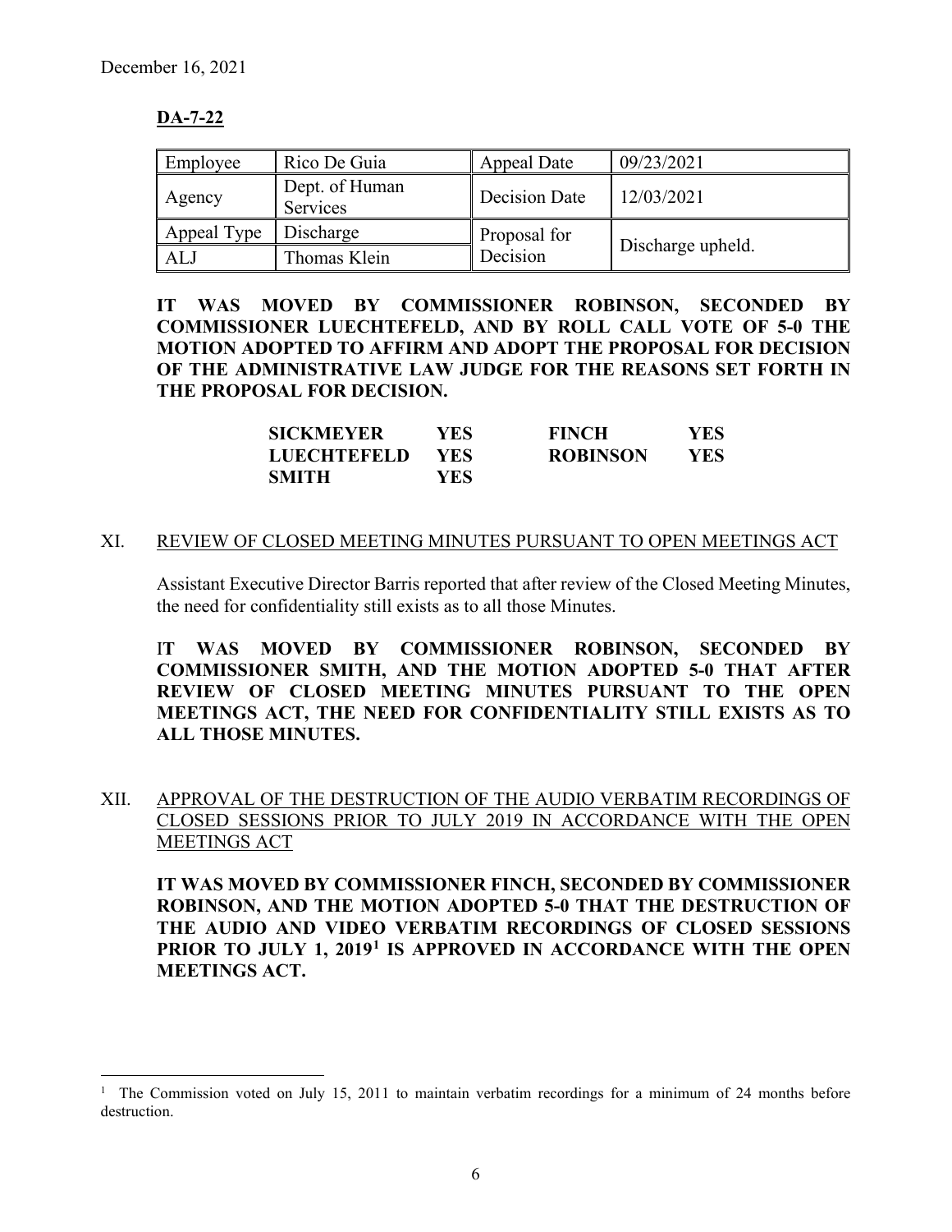December 16, 2021

**DA-7-22**

| Employee | Rico De Guia | Appeal Date | 09/23/2021 |
|---|---|---|---|
| Agency | Dept. of Human Services | Decision Date | 12/03/2021 |
| Appeal Type | Discharge | Proposal for Decision | Discharge upheld. |
| ALJ | Thomas Klein | | |

**IT WAS MOVED BY COMMISSIONER ROBINSON, SECONDED BY COMMISSIONER LUECHTEFELD, AND BY ROLL CALL VOTE OF 5-0 THE MOTION ADOPTED TO AFFIRM AND ADOPT THE PROPOSAL FOR DECISION OF THE ADMINISTRATIVE LAW JUDGE FOR THE REASONS SET FORTH IN THE PROPOSAL FOR DECISION.**

| | | | |
|---|---|---|---|
| **SICKMEYER** | **YES** | **FINCH** | **YES** |
| **LUECHTEFELD** | **YES** | **ROBINSON** | **YES** |
| **SMITH** | **YES** | | |

XI. REVIEW OF CLOSED MEETING MINUTES PURSUANT TO OPEN MEETINGS ACT

Assistant Executive Director Barris reported that after review of the Closed Meeting Minutes, the need for confidentiality still exists as to all those Minutes.

**IT WAS MOVED BY COMMISSIONER ROBINSON, SECONDED BY COMMISSIONER SMITH, AND THE MOTION ADOPTED 5-0 THAT AFTER REVIEW OF CLOSED MEETING MINUTES PURSUANT TO THE OPEN MEETINGS ACT, THE NEED FOR CONFIDENTIALITY STILL EXISTS AS TO ALL THOSE MINUTES.**

XII. APPROVAL OF THE DESTRUCTION OF THE AUDIO VERBATIM RECORDINGS OF CLOSED SESSIONS PRIOR TO JULY 2019 IN ACCORDANCE WITH THE OPEN MEETINGS ACT

**IT WAS MOVED BY COMMISSIONER FINCH, SECONDED BY COMMISSIONER ROBINSON, AND THE MOTION ADOPTED 5-0 THAT THE DESTRUCTION OF THE AUDIO AND VIDEO VERBATIM RECORDINGS OF CLOSED SESSIONS PRIOR TO JULY 1, 2019[1] IS APPROVED IN ACCORDANCE WITH THE OPEN MEETINGS ACT.**

[1] The Commission voted on July 15, 2011 to maintain verbatim recordings for a minimum of 24 months before destruction.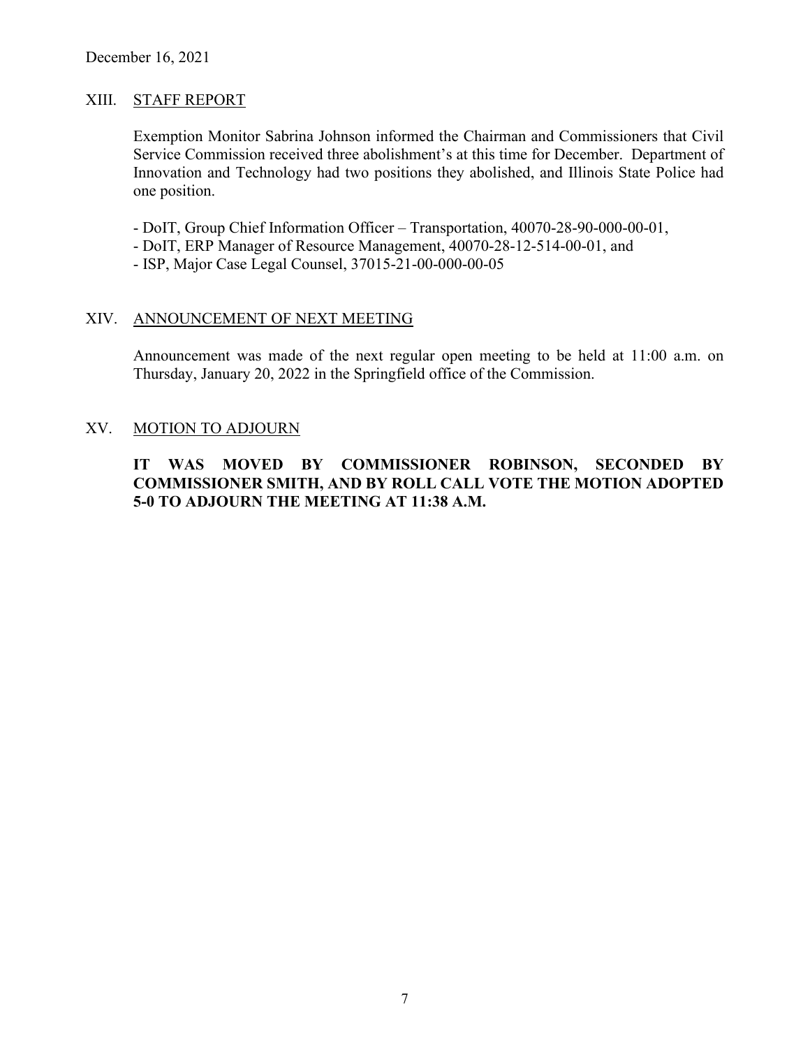December 16, 2021

## XIII. STAFF REPORT

Exemption Monitor Sabrina Johnson informed the Chairman and Commissioners that Civil Service Commission received three abolishment's at this time for December. Department of Innovation and Technology had two positions they abolished, and Illinois State Police had one position.

- DoIT, Group Chief Information Officer – Transportation, 40070-28-90-000-00-01,
- DoIT, ERP Manager of Resource Management, 40070-28-12-514-00-01, and
- ISP, Major Case Legal Counsel, 37015-21-00-000-00-05

## XIV. ANNOUNCEMENT OF NEXT MEETING

Announcement was made of the next regular open meeting to be held at 11:00 a.m. on Thursday, January 20, 2022 in the Springfield office of the Commission.

## XV. MOTION TO ADJOURN

**IT WAS MOVED BY COMMISSIONER ROBINSON, SECONDED BY COMMISSIONER SMITH, AND BY ROLL CALL VOTE THE MOTION ADOPTED 5-0 TO ADJOURN THE MEETING AT 11:38 A.M.**